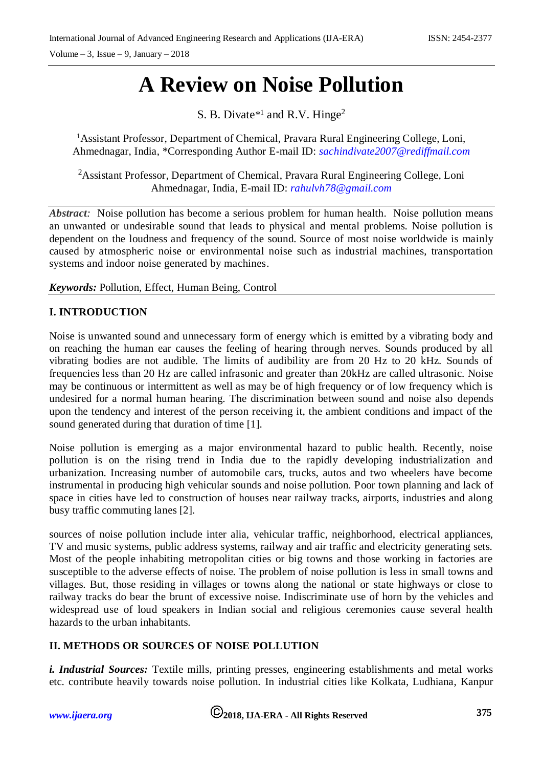# A Review on Noise Pollution

S. B. Divate*[1] and R.V. Hinge[2]

[1]Assistant Professor, Department of Chemical, Pravara Rural Engineering College, Loni, Ahmednagar, India, *Corresponding Author E-mail ID: *sachindivate2007@rediffmail.com*

[2]Assistant Professor, Department of Chemical, Pravara Rural Engineering College, Loni Ahmednagar, India, E-mail ID: *rahulvh78@gmail.com*

***Abstract:*** Noise pollution has become a serious problem for human health. Noise pollution means an unwanted or undesirable sound that leads to physical and mental problems. Noise pollution is dependent on the loudness and frequency of the sound. Source of most noise worldwide is mainly caused by atmospheric noise or environmental noise such as industrial machines, transportation systems and indoor noise generated by machines.

***Keywords:*** Pollution, Effect, Human Being, Control

## I. INTRODUCTION

Noise is unwanted sound and unnecessary form of energy which is emitted by a vibrating body and on reaching the human ear causes the feeling of hearing through nerves. Sounds produced by all vibrating bodies are not audible. The limits of audibility are from 20 Hz to 20 kHz. Sounds of frequencies less than 20 Hz are called infrasonic and greater than 20kHz are called ultrasonic. Noise may be continuous or intermittent as well as may be of high frequency or of low frequency which is undesired for a normal human hearing. The discrimination between sound and noise also depends upon the tendency and interest of the person receiving it, the ambient conditions and impact of the sound generated during that duration of time [1].

Noise pollution is emerging as a major environmental hazard to public health. Recently, noise pollution is on the rising trend in India due to the rapidly developing industrialization and urbanization. Increasing number of automobile cars, trucks, autos and two wheelers have become instrumental in producing high vehicular sounds and noise pollution. Poor town planning and lack of space in cities have led to construction of houses near railway tracks, airports, industries and along busy traffic commuting lanes [2].

sources of noise pollution include inter alia, vehicular traffic, neighborhood, electrical appliances, TV and music systems, public address systems, railway and air traffic and electricity generating sets. Most of the people inhabiting metropolitan cities or big towns and those working in factories are susceptible to the adverse effects of noise. The problem of noise pollution is less in small towns and villages. But, those residing in villages or towns along the national or state highways or close to railway tracks do bear the brunt of excessive noise. Indiscriminate use of horn by the vehicles and widespread use of loud speakers in Indian social and religious ceremonies cause several health hazards to the urban inhabitants.

## II. METHODS OR SOURCES OF NOISE POLLUTION

***i. Industrial Sources:*** Textile mills, printing presses, engineering establishments and metal works etc. contribute heavily towards noise pollution. In industrial cities like Kolkata, Ludhiana, Kanpur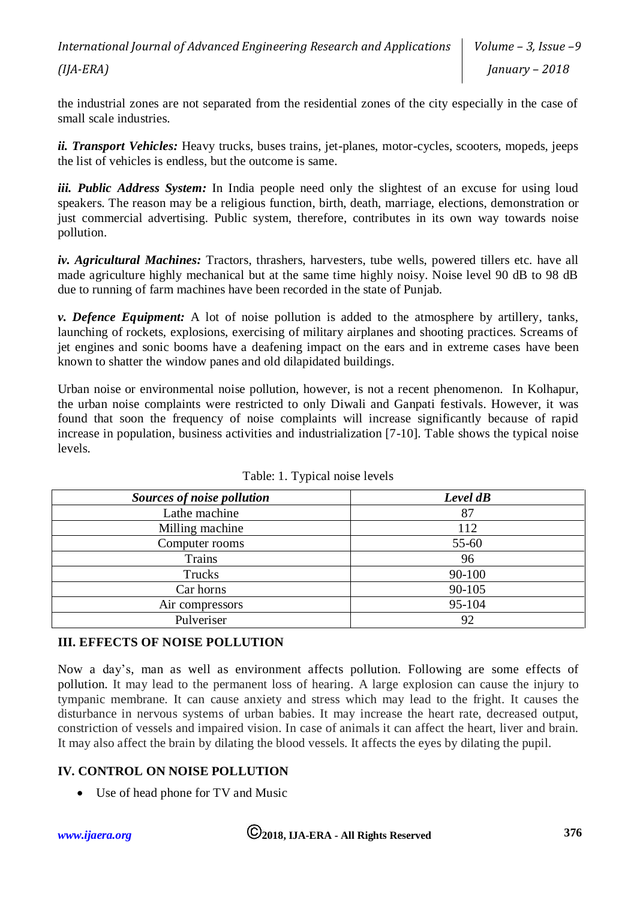the industrial zones are not separated from the residential zones of the city especially in the case of small scale industries.

***ii. Transport Vehicles:*** Heavy trucks, buses trains, jet-planes, motor-cycles, scooters, mopeds, jeeps the list of vehicles is endless, but the outcome is same.

***iii. Public Address System:*** In India people need only the slightest of an excuse for using loud speakers. The reason may be a religious function, birth, death, marriage, elections, demonstration or just commercial advertising. Public system, therefore, contributes in its own way towards noise pollution.

***iv. Agricultural Machines:*** Tractors, thrashers, harvesters, tube wells, powered tillers etc. have all made agriculture highly mechanical but at the same time highly noisy. Noise level 90 dB to 98 dB due to running of farm machines have been recorded in the state of Punjab.

***v. Defence Equipment:*** A lot of noise pollution is added to the atmosphere by artillery, tanks, launching of rockets, explosions, exercising of military airplanes and shooting practices. Screams of jet engines and sonic booms have a deafening impact on the ears and in extreme cases have been known to shatter the window panes and old dilapidated buildings.

Urban noise or environmental noise pollution, however, is not a recent phenomenon. In Kolhapur, the urban noise complaints were restricted to only Diwali and Ganpati festivals. However, it was found that soon the frequency of noise complaints will increase significantly because of rapid increase in population, business activities and industrialization [7-10]. Table shows the typical noise levels.

Table: 1. Typical noise levels

| ***Sources of noise pollution*** | ***Level dB*** |
|---|---|
| Lathe machine | 87 |
| Milling machine | 112 |
| Computer rooms | 55-60 |
| Trains | 96 |
| Trucks | 90-100 |
| Car horns | 90-105 |
| Air compressors | 95-104 |
| Pulveriser | 92 |

## III. EFFECTS OF NOISE POLLUTION

Now a day's, man as well as environment affects pollution. Following are some effects of pollution. It may lead to the permanent loss of hearing. A large explosion can cause the injury to tympanic membrane. It can cause anxiety and stress which may lead to the fright. It causes the disturbance in nervous systems of urban babies. It may increase the heart rate, decreased output, constriction of vessels and impaired vision. In case of animals it can affect the heart, liver and brain. It may also affect the brain by dilating the blood vessels. It affects the eyes by dilating the pupil.

## IV. CONTROL ON NOISE POLLUTION

- Use of head phone for TV and Music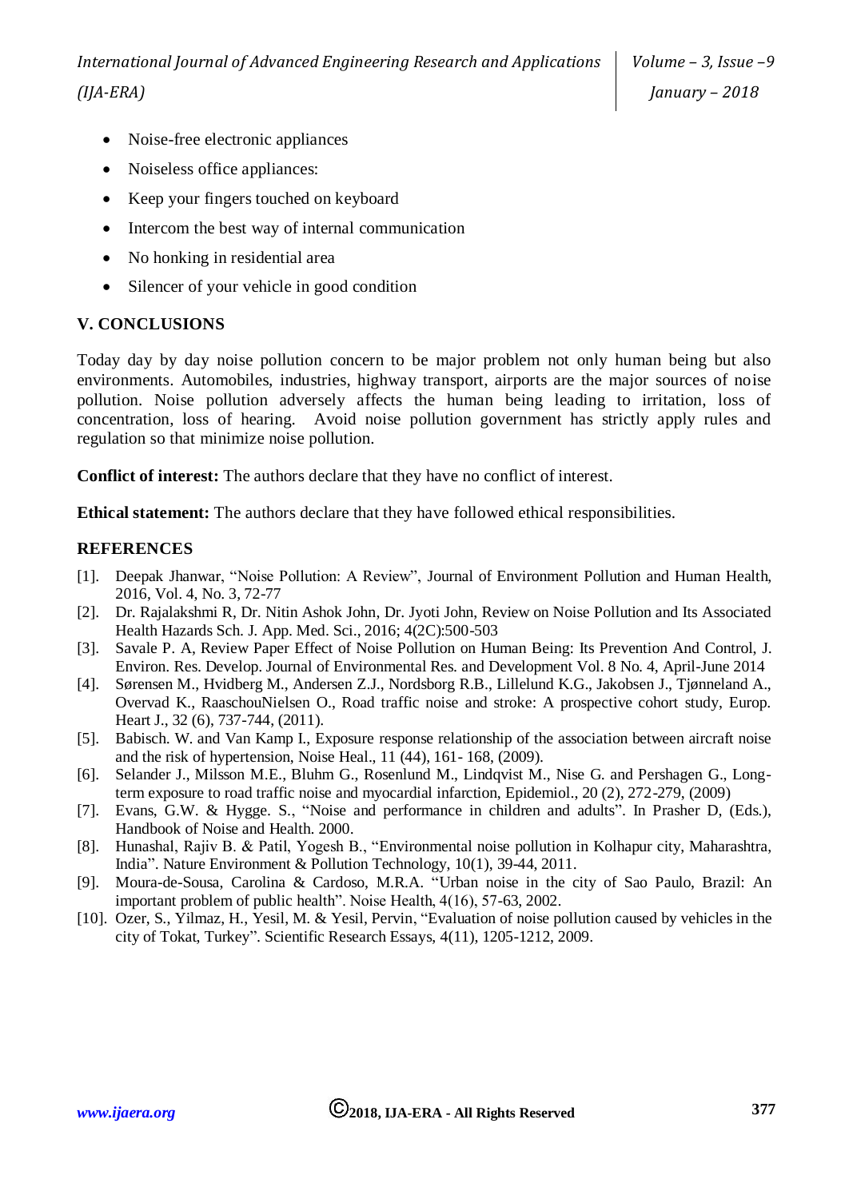- Noise-free electronic appliances
- Noiseless office appliances:
- Keep your fingers touched on keyboard
- Intercom the best way of internal communication
- No honking in residential area
- Silencer of your vehicle in good condition

## V. CONCLUSIONS

Today day by day noise pollution concern to be major problem not only human being but also environments. Automobiles, industries, highway transport, airports are the major sources of noise pollution. Noise pollution adversely affects the human being leading to irritation, loss of concentration, loss of hearing. Avoid noise pollution government has strictly apply rules and regulation so that minimize noise pollution.

**Conflict of interest:** The authors declare that they have no conflict of interest.

**Ethical statement:** The authors declare that they have followed ethical responsibilities.

## REFERENCES

[1]. Deepak Jhanwar, "Noise Pollution: A Review", Journal of Environment Pollution and Human Health, 2016, Vol. 4, No. 3, 72-77

[2]. Dr. Rajalakshmi R, Dr. Nitin Ashok John, Dr. Jyoti John, Review on Noise Pollution and Its Associated Health Hazards Sch. J. App. Med. Sci., 2016; 4(2C):500-503

[3]. Savale P. A, Review Paper Effect of Noise Pollution on Human Being: Its Prevention And Control, J. Environ. Res. Develop. Journal of Environmental Res. and Development Vol. 8 No. 4, April-June 2014

[4]. Sørensen M., Hvidberg M., Andersen Z.J., Nordsborg R.B., Lillelund K.G., Jakobsen J., Tjønneland A., Overvad K., RaaschouNielsen O., Road traffic noise and stroke: A prospective cohort study, Europ. Heart J., 32 (6), 737-744, (2011).

[5]. Babisch. W. and Van Kamp I., Exposure response relationship of the association between aircraft noise and the risk of hypertension, Noise Heal., 11 (44), 161- 168, (2009).

[6]. Selander J., Milsson M.E., Bluhm G., Rosenlund M., Lindqvist M., Nise G. and Pershagen G., Long-term exposure to road traffic noise and myocardial infarction, Epidemiol., 20 (2), 272-279, (2009)

[7]. Evans, G.W. & Hygge. S., "Noise and performance in children and adults". In Prasher D, (Eds.), Handbook of Noise and Health. 2000.

[8]. Hunashal, Rajiv B. & Patil, Yogesh B., "Environmental noise pollution in Kolhapur city, Maharashtra, India". Nature Environment & Pollution Technology, 10(1), 39-44, 2011.

[9]. Moura-de-Sousa, Carolina & Cardoso, M.R.A. "Urban noise in the city of Sao Paulo, Brazil: An important problem of public health". Noise Health, 4(16), 57-63, 2002.

[10]. Ozer, S., Yilmaz, H., Yesil, M. & Yesil, Pervin, "Evaluation of noise pollution caused by vehicles in the city of Tokat, Turkey". Scientific Research Essays, 4(11), 1205-1212, 2009.